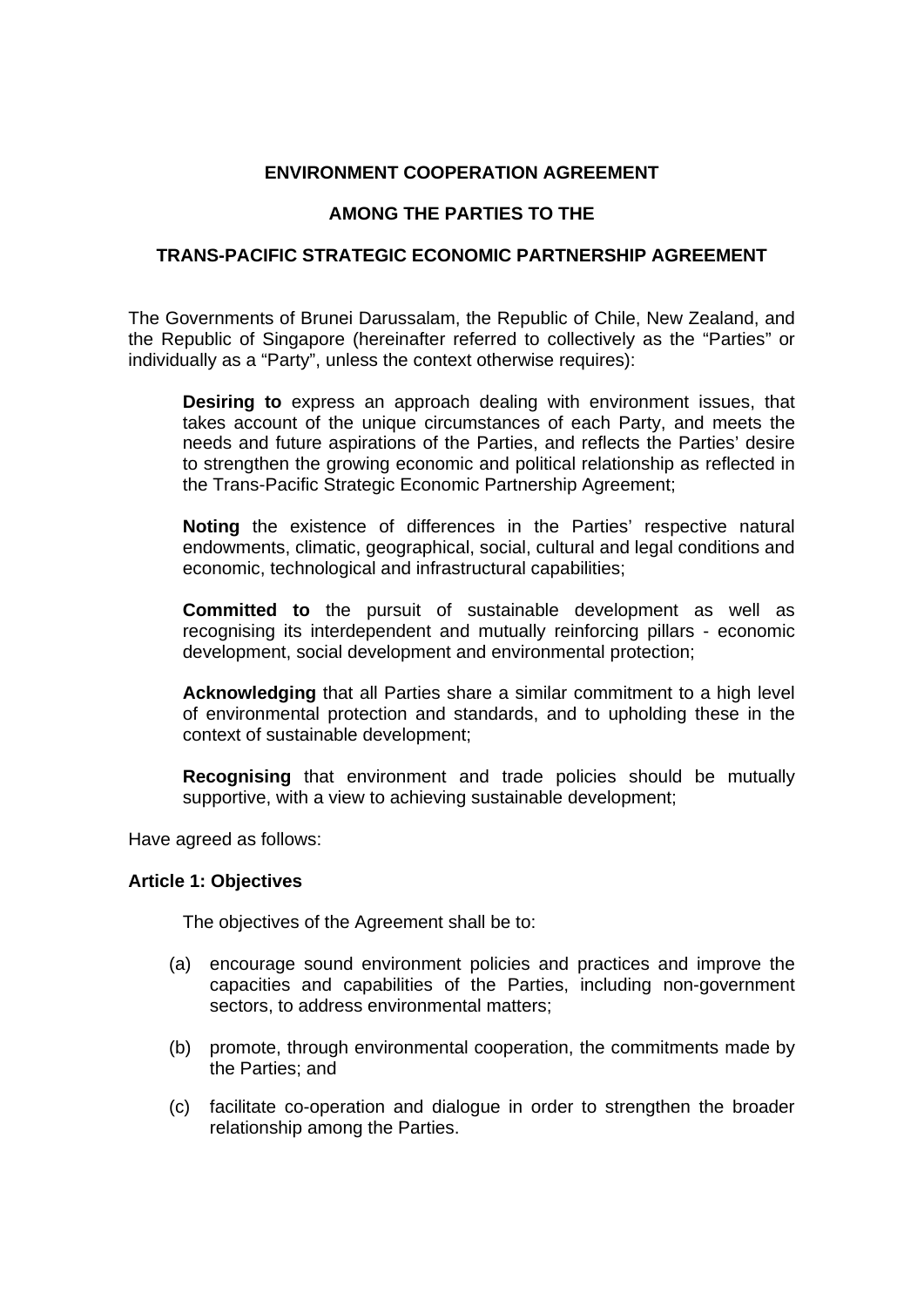# ENVIRONMENT COOPERATION AGREEMENT

# AMONG THE PARTIES TO THE

# TRANS-PACIFIC STRATEGIC ECONOMIC PARTNERSHIP AGREEMENT

The Governments of Brunei Darussalam, the Republic of Chile, New Zealand, and the Republic of Singapore (hereinafter referred to collectively as the "Parties" or individually as a "Party", unless the context otherwise requires):

> **Desiring to** express an approach dealing with environment issues, that takes account of the unique circumstances of each Party, and meets the needs and future aspirations of the Parties, and reflects the Parties' desire to strengthen the growing economic and political relationship as reflected in the Trans-Pacific Strategic Economic Partnership Agreement;
>
> **Noting** the existence of differences in the Parties' respective natural endowments, climatic, geographical, social, cultural and legal conditions and economic, technological and infrastructural capabilities;
>
> **Committed to** the pursuit of sustainable development as well as recognising its interdependent and mutually reinforcing pillars - economic development, social development and environmental protection;
>
> **Acknowledging** that all Parties share a similar commitment to a high level of environmental protection and standards, and to upholding these in the context of sustainable development;
>
> **Recognising** that environment and trade policies should be mutually supportive, with a view to achieving sustainable development;

Have agreed as follows:

**Article 1: Objectives**

The objectives of the Agreement shall be to:

(a) encourage sound environment policies and practices and improve the capacities and capabilities of the Parties, including non-government sectors, to address environmental matters;

(b) promote, through environmental cooperation, the commitments made by the Parties; and

(c) facilitate co-operation and dialogue in order to strengthen the broader relationship among the Parties.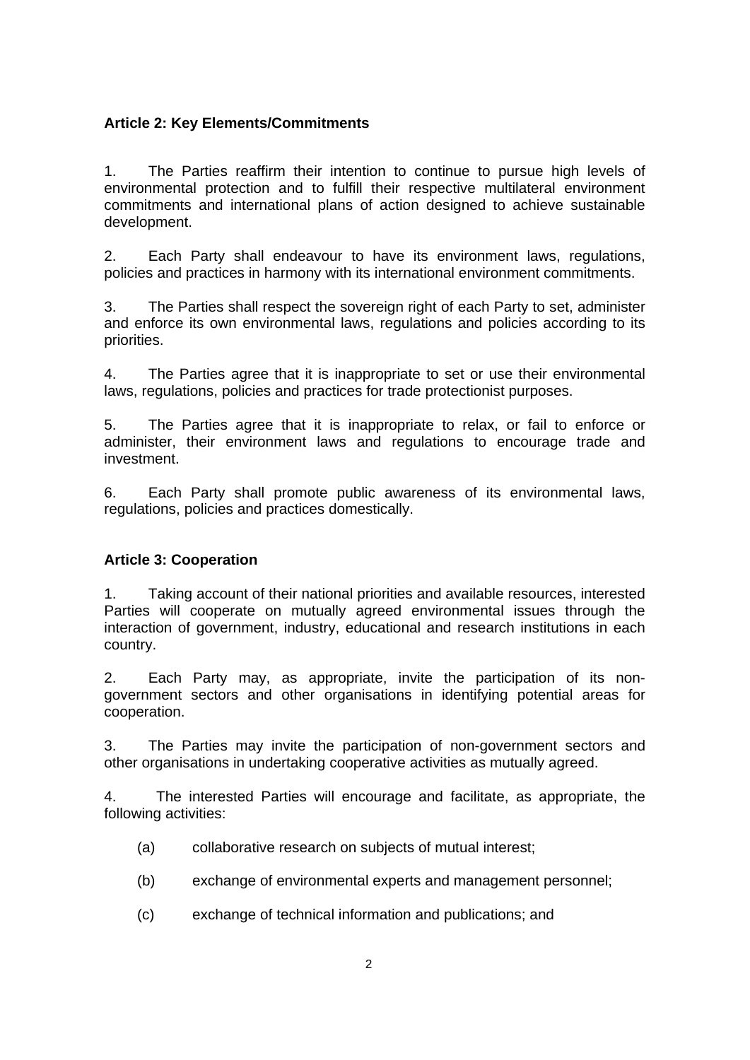**Article 2: Key Elements/Commitments**

1. The Parties reaffirm their intention to continue to pursue high levels of environmental protection and to fulfill their respective multilateral environment commitments and international plans of action designed to achieve sustainable development.

2. Each Party shall endeavour to have its environment laws, regulations, policies and practices in harmony with its international environment commitments.

3. The Parties shall respect the sovereign right of each Party to set, administer and enforce its own environmental laws, regulations and policies according to its priorities.

4. The Parties agree that it is inappropriate to set or use their environmental laws, regulations, policies and practices for trade protectionist purposes.

5. The Parties agree that it is inappropriate to relax, or fail to enforce or administer, their environment laws and regulations to encourage trade and investment.

6. Each Party shall promote public awareness of its environmental laws, regulations, policies and practices domestically.

**Article 3: Cooperation**

1. Taking account of their national priorities and available resources, interested Parties will cooperate on mutually agreed environmental issues through the interaction of government, industry, educational and research institutions in each country.

2. Each Party may, as appropriate, invite the participation of its non-government sectors and other organisations in identifying potential areas for cooperation.

3. The Parties may invite the participation of non-government sectors and other organisations in undertaking cooperative activities as mutually agreed.

4. The interested Parties will encourage and facilitate, as appropriate, the following activities:

   (a) collaborative research on subjects of mutual interest;

   (b) exchange of environmental experts and management personnel;

   (c) exchange of technical information and publications; and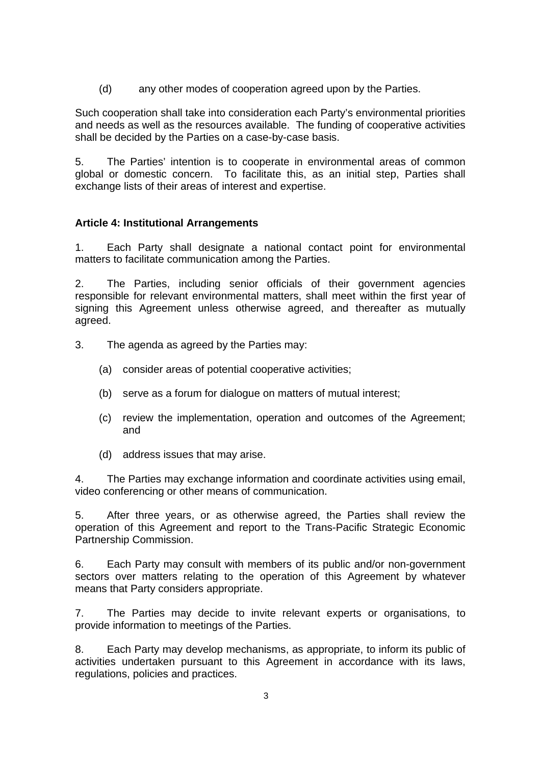(d) any other modes of cooperation agreed upon by the Parties.

Such cooperation shall take into consideration each Party's environmental priorities and needs as well as the resources available. The funding of cooperative activities shall be decided by the Parties on a case-by-case basis.

5. The Parties' intention is to cooperate in environmental areas of common global or domestic concern. To facilitate this, as an initial step, Parties shall exchange lists of their areas of interest and expertise.

**Article 4: Institutional Arrangements**

1. Each Party shall designate a national contact point for environmental matters to facilitate communication among the Parties.

2. The Parties, including senior officials of their government agencies responsible for relevant environmental matters, shall meet within the first year of signing this Agreement unless otherwise agreed, and thereafter as mutually agreed.

3. The agenda as agreed by the Parties may:

(a) consider areas of potential cooperative activities;

(b) serve as a forum for dialogue on matters of mutual interest;

(c) review the implementation, operation and outcomes of the Agreement; and

(d) address issues that may arise.

4. The Parties may exchange information and coordinate activities using email, video conferencing or other means of communication.

5. After three years, or as otherwise agreed, the Parties shall review the operation of this Agreement and report to the Trans-Pacific Strategic Economic Partnership Commission.

6. Each Party may consult with members of its public and/or non-government sectors over matters relating to the operation of this Agreement by whatever means that Party considers appropriate.

7. The Parties may decide to invite relevant experts or organisations, to provide information to meetings of the Parties.

8. Each Party may develop mechanisms, as appropriate, to inform its public of activities undertaken pursuant to this Agreement in accordance with its laws, regulations, policies and practices.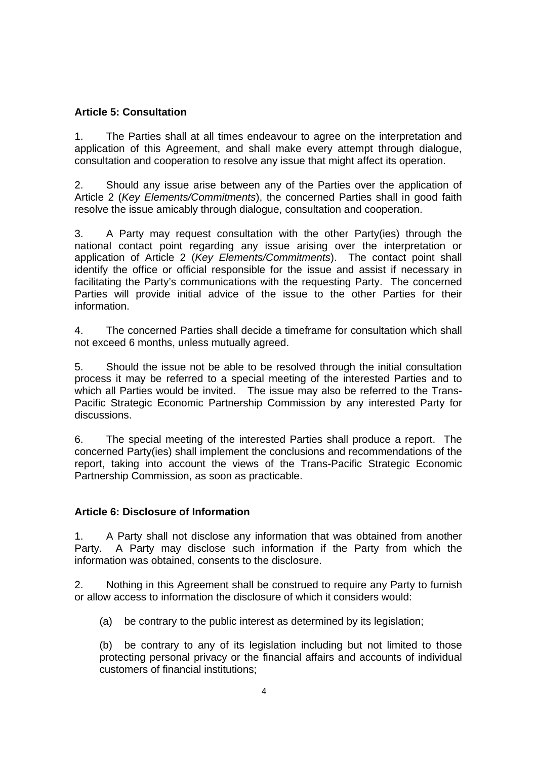**Article 5: Consultation**

1. The Parties shall at all times endeavour to agree on the interpretation and application of this Agreement, and shall make every attempt through dialogue, consultation and cooperation to resolve any issue that might affect its operation.

2. Should any issue arise between any of the Parties over the application of Article 2 (*Key Elements/Commitments*), the concerned Parties shall in good faith resolve the issue amicably through dialogue, consultation and cooperation.

3. A Party may request consultation with the other Party(ies) through the national contact point regarding any issue arising over the interpretation or application of Article 2 (*Key Elements/Commitments*). The contact point shall identify the office or official responsible for the issue and assist if necessary in facilitating the Party's communications with the requesting Party. The concerned Parties will provide initial advice of the issue to the other Parties for their information.

4. The concerned Parties shall decide a timeframe for consultation which shall not exceed 6 months, unless mutually agreed.

5. Should the issue not be able to be resolved through the initial consultation process it may be referred to a special meeting of the interested Parties and to which all Parties would be invited. The issue may also be referred to the Trans-Pacific Strategic Economic Partnership Commission by any interested Party for discussions.

6. The special meeting of the interested Parties shall produce a report. The concerned Party(ies) shall implement the conclusions and recommendations of the report, taking into account the views of the Trans-Pacific Strategic Economic Partnership Commission, as soon as practicable.

**Article 6: Disclosure of Information**

1. A Party shall not disclose any information that was obtained from another Party. A Party may disclose such information if the Party from which the information was obtained, consents to the disclosure.

2. Nothing in this Agreement shall be construed to require any Party to furnish or allow access to information the disclosure of which it considers would:

   (a) be contrary to the public interest as determined by its legislation;

   (b) be contrary to any of its legislation including but not limited to those protecting personal privacy or the financial affairs and accounts of individual customers of financial institutions;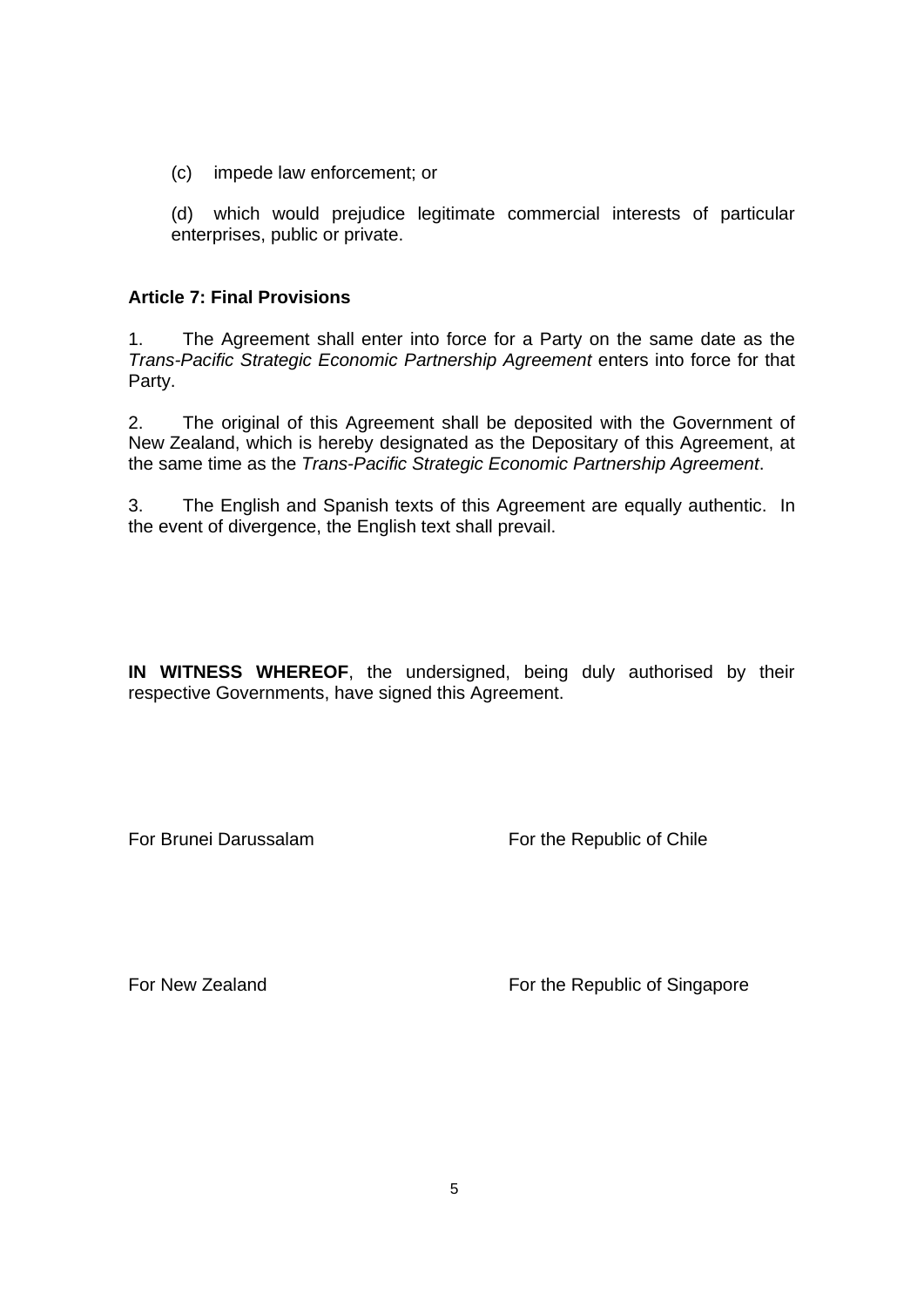(c) impede law enforcement; or

(d) which would prejudice legitimate commercial interests of particular enterprises, public or private.

**Article 7: Final Provisions**

1. The Agreement shall enter into force for a Party on the same date as the *Trans-Pacific Strategic Economic Partnership Agreement* enters into force for that Party.

2. The original of this Agreement shall be deposited with the Government of New Zealand, which is hereby designated as the Depositary of this Agreement, at the same time as the *Trans-Pacific Strategic Economic Partnership Agreement*.

3. The English and Spanish texts of this Agreement are equally authentic. In the event of divergence, the English text shall prevail.

**IN WITNESS WHEREOF**, the undersigned, being duly authorised by their respective Governments, have signed this Agreement.

For Brunei Darussalam

For the Republic of Chile

For New Zealand

For the Republic of Singapore